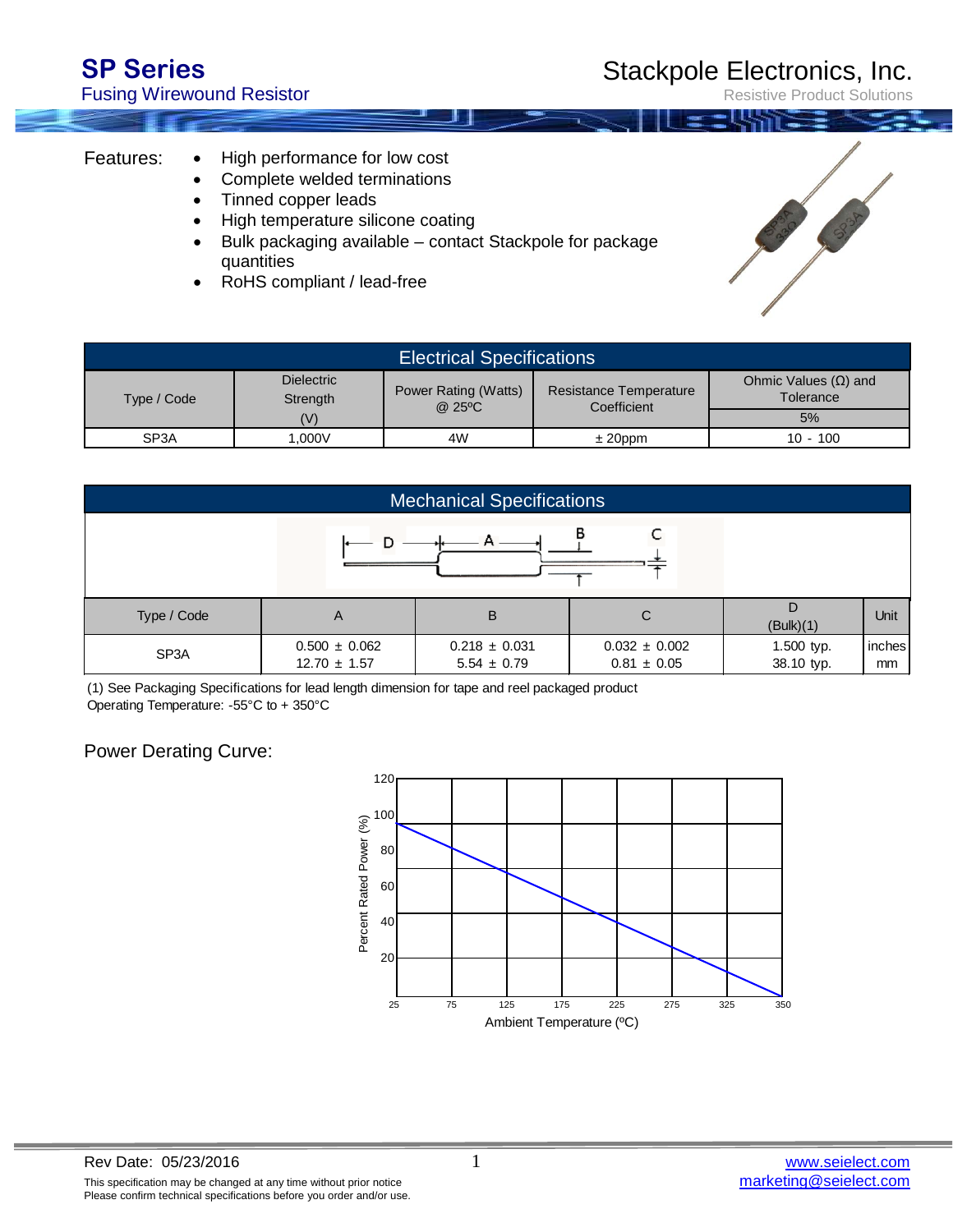# SP Series

## Fusing Wirewound Resistor

Stackpole Electronics, Inc.

Resistive Product Solutions

**Features:**

- High performance for low cost
- Complete welded terminations
- Tinned copper leads
- High temperature silicone coating
- Bulk packaging available – contact Stackpole for package quantities
- RoHS compliant / lead-free

## Electrical Specifications

| Type / Code | Dielectric Strength (V) | Power Rating (Watts) @ 25ºC | Resistance Temperature Coefficient | Ohmic Values (Ω) and Tolerance |
|---|---|---|---|---|
| | | | | 5% |
| SP3A | 1,000V | 4W | ± 20ppm | 10 - 100 |

## Mechanical Specifications

| Type / Code | A | B | C | D (Bulk)(1) | Unit |
|---|---|---|---|---|---|
| SP3A | 0.500 ± 0.062<br>12.70 ± 1.57 | 0.218 ± 0.031<br>5.54 ± 0.79 | 0.032 ± 0.002<br>0.81 ± 0.05 | 1.500 typ.<br>38.10 typ. | inches<br>mm |

(1) See Packaging Specifications for lead length dimension for tape and reel packaged product

Operating Temperature: -55°C to + 350°C

## Power Derating Curve:

Rev Date: 05/23/2016

This specification may be changed at any time without prior notice

Please confirm technical specifications before you order and/or use.

www.seielect.com

marketing@seielect.com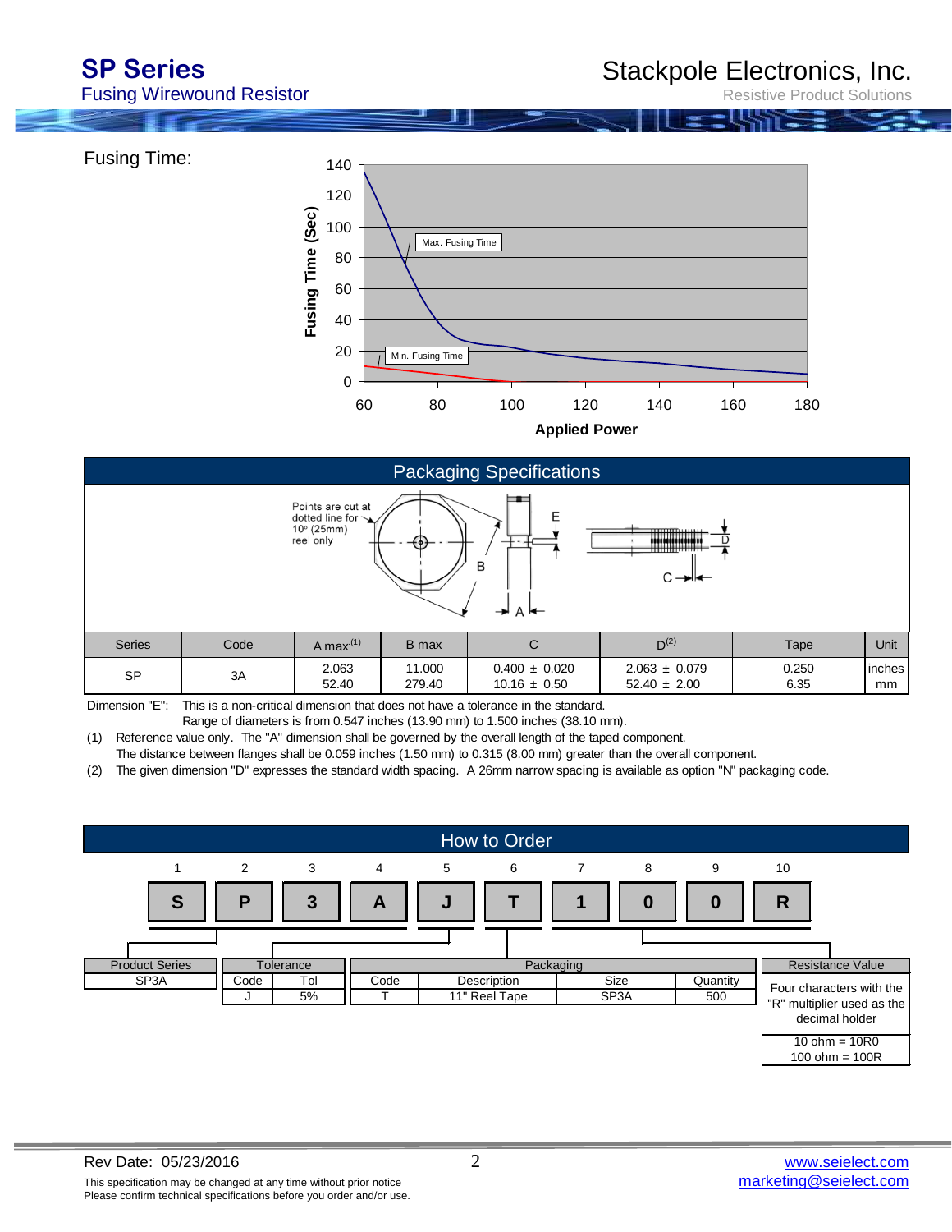## Fusing Time:

Fusing Time (Sec)

140
120
100
80
60
40
20
0

60 80 100 120 140 160 180

Applied Power

Max. Fusing Time

Min. Fusing Time

## Packaging Specifications

Points are cut at dotted line for 10" (25mm) reel only

E
B
A
C
D

| Series | Code | A max (1) | B max | C | D (2) | Tape | Unit |
|---|---|---|---|---|---|---|---|
| SP | 3A | 2.063 | 11.000 | 0.400 ± 0.020 | 2.063 ± 0.079 | 0.250 | inches |
| | | 52.40 | 279.40 | 10.16 ± 0.50 | 52.40 ± 2.00 | 6.35 | mm |

Dimension "E": This is a non-critical dimension that does not have a tolerance in the standard.
Range of diameters is from 0.547 inches (13.90 mm) to 1.500 inches (38.10 mm).

(1) Reference value only. The "A" dimension shall be governed by the overall length of the taped component.
The distance between flanges shall be 0.059 inches (1.50 mm) to 0.315 (8.00 mm) greater than the overall component.

(2) The given dimension "D" expresses the standard width spacing. A 26mm narrow spacing is available as option "N" packaging code.

## How to Order

| 1 | 2 | 3 | 4 | 5 | 6 | 7 | 8 | 9 | 10 |
|---|---|---|---|---|---|---|---|---|---|
| S | P | 3 | A | J | T | 1 | 0 | 0 | R |

| Product Series |
|---|
| SP3A |

| Tolerance | |
|---|---|
| Code | Tol |
| J | 5% |

| Packaging | | | |
|---|---|---|---|
| Code | Description | Size | Quantity |
| T | 11" Reel Tape | SP3A | 500 |

| Resistance Value |
|---|
| Four characters with the "R" multiplier used as the decimal holder |
| 10 ohm = 10R0<br>100 ohm = 100R |

Rev Date: 05/23/2016

This specification may be changed at any time without prior notice
Please confirm technical specifications before you order and/or use.

www.seielect.com
marketing@seielect.com